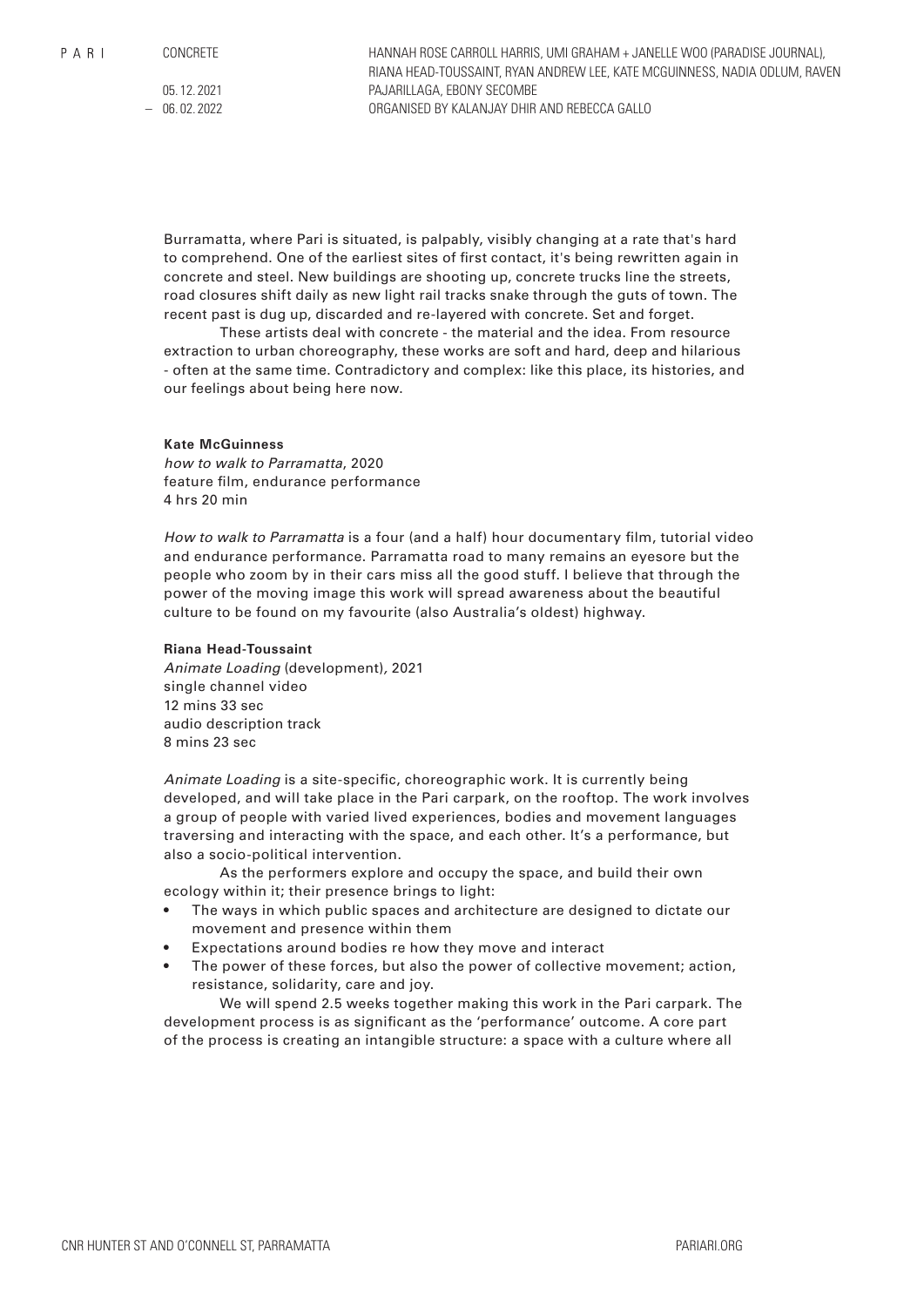PARI

CONCRETE

05. 12. 2021
– 06. 02. 2022

HANNAH ROSE CARROLL HARRIS, UMI GRAHAM + JANELLE WOO (PARADISE JOURNAL), RIANA HEAD-TOUSSAINT, RYAN ANDREW LEE, KATE MCGUINNESS, NADIA ODLUM, RAVEN PAJARILLAGA, EBONY SECOMBE
ORGANISED BY KALANJAY DHIR AND REBECCA GALLO

Burramatta, where Pari is situated, is palpably, visibly changing at a rate that's hard to comprehend. One of the earliest sites of first contact, it's being rewritten again in concrete and steel. New buildings are shooting up, concrete trucks line the streets, road closures shift daily as new light rail tracks snake through the guts of town. The recent past is dug up, discarded and re-layered with concrete. Set and forget.

These artists deal with concrete - the material and the idea. From resource extraction to urban choreography, these works are soft and hard, deep and hilarious - often at the same time. Contradictory and complex: like this place, its histories, and our feelings about being here now.

**Kate McGuinness**
*how to walk to Parramatta*, 2020
feature film, endurance performance
4 hrs 20 min

*How to walk to Parramatta* is a four (and a half) hour documentary film, tutorial video and endurance performance. Parramatta road to many remains an eyesore but the people who zoom by in their cars miss all the good stuff. I believe that through the power of the moving image this work will spread awareness about the beautiful culture to be found on my favourite (also Australia's oldest) highway.

**Riana Head-Toussaint**
*Animate Loading* (development), 2021
single channel video
12 mins 33 sec
audio description track
8 mins 23 sec

*Animate Loading* is a site-specific, choreographic work. It is currently being developed, and will take place in the Pari carpark, on the rooftop. The work involves a group of people with varied lived experiences, bodies and movement languages traversing and interacting with the space, and each other. It's a performance, but also a socio-political intervention.

As the performers explore and occupy the space, and build their own ecology within it; their presence brings to light:

- The ways in which public spaces and architecture are designed to dictate our movement and presence within them
- Expectations around bodies re how they move and interact
- The power of these forces, but also the power of collective movement; action, resistance, solidarity, care and joy.

We will spend 2.5 weeks together making this work in the Pari carpark. The development process is as significant as the 'performance' outcome. A core part of the process is creating an intangible structure: a space with a culture where all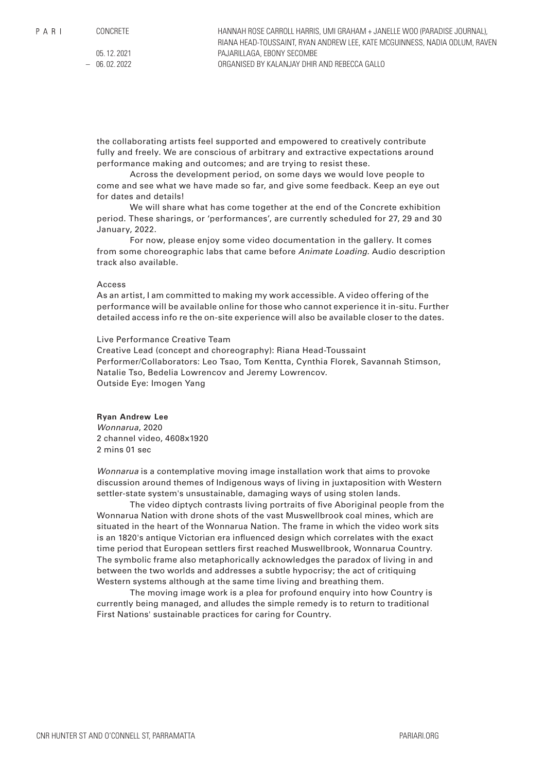the collaborating artists feel supported and empowered to creatively contribute fully and freely. We are conscious of arbitrary and extractive expectations around performance making and outcomes; and are trying to resist these.

Across the development period, on some days we would love people to come and see what we have made so far, and give some feedback. Keep an eye out for dates and details!

We will share what has come together at the end of the Concrete exhibition period. These sharings, or 'performances', are currently scheduled for 27, 29 and 30 January, 2022.

For now, please enjoy some video documentation in the gallery. It comes from some choreographic labs that came before *Animate Loading*. Audio description track also available.

Access
As an artist, I am committed to making my work accessible. A video offering of the performance will be available online for those who cannot experience it in-situ. Further detailed access info re the on-site experience will also be available closer to the dates.

Live Performance Creative Team
Creative Lead (concept and choreography): Riana Head-Toussaint
Performer/Collaborators: Leo Tsao, Tom Kentta, Cynthia Florek, Savannah Stimson, Natalie Tso, Bedelia Lowrencov and Jeremy Lowrencov.
Outside Eye: Imogen Yang

**Ryan Andrew Lee**
*Wonnarua*, 2020
2 channel video, 4608x1920
2 mins 01 sec

*Wonnarua* is a contemplative moving image installation work that aims to provoke discussion around themes of Indigenous ways of living in juxtaposition with Western settler-state system's unsustainable, damaging ways of using stolen lands.

The video diptych contrasts living portraits of five Aboriginal people from the Wonnarua Nation with drone shots of the vast Muswellbrook coal mines, which are situated in the heart of the Wonnarua Nation. The frame in which the video work sits is an 1820's antique Victorian era influenced design which correlates with the exact time period that European settlers first reached Muswellbrook, Wonnarua Country. The symbolic frame also metaphorically acknowledges the paradox of living in and between the two worlds and addresses a subtle hypocrisy; the act of critiquing Western systems although at the same time living and breathing them.

The moving image work is a plea for profound enquiry into how Country is currently being managed, and alludes the simple remedy is to return to traditional First Nations' sustainable practices for caring for Country.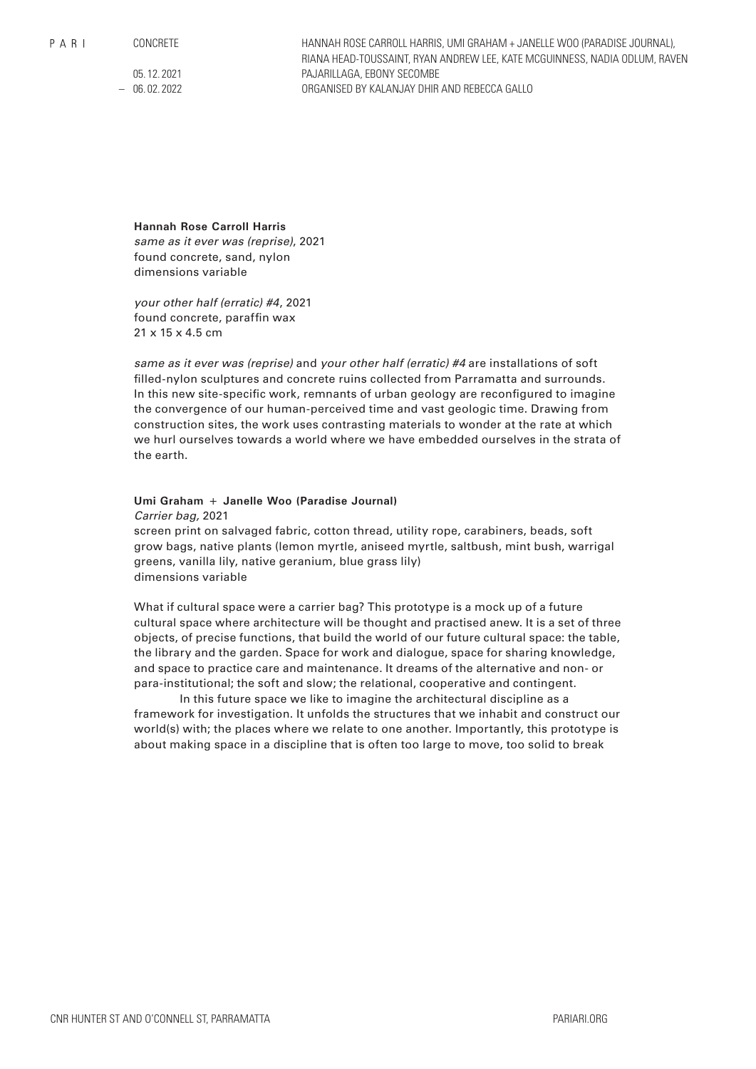**Hannah Rose Carroll Harris**
*same as it ever was (reprise)*, 2021
found concrete, sand, nylon
dimensions variable

*your other half (erratic) #4*, 2021
found concrete, paraffin wax
21 x 15 x 4.5 cm

*same as it ever was (reprise)* and *your other half (erratic) #4* are installations of soft filled-nylon sculptures and concrete ruins collected from Parramatta and surrounds. In this new site-specific work, remnants of urban geology are reconfigured to imagine the convergence of our human-perceived time and vast geologic time. Drawing from construction sites, the work uses contrasting materials to wonder at the rate at which we hurl ourselves towards a world where we have embedded ourselves in the strata of the earth.

**Umi Graham + Janelle Woo (Paradise Journal)**
*Carrier bag,* 2021
screen print on salvaged fabric, cotton thread, utility rope, carabiners, beads, soft grow bags, native plants (lemon myrtle, aniseed myrtle, saltbush, mint bush, warrigal greens, vanilla lily, native geranium, blue grass lily)
dimensions variable

What if cultural space were a carrier bag? This prototype is a mock up of a future cultural space where architecture will be thought and practised anew. It is a set of three objects, of precise functions, that build the world of our future cultural space: the table, the library and the garden. Space for work and dialogue, space for sharing knowledge, and space to practice care and maintenance. It dreams of the alternative and non- or para-institutional; the soft and slow; the relational, cooperative and contingent.

In this future space we like to imagine the architectural discipline as a framework for investigation. It unfolds the structures that we inhabit and construct our world(s) with; the places where we relate to one another. Importantly, this prototype is about making space in a discipline that is often too large to move, too solid to break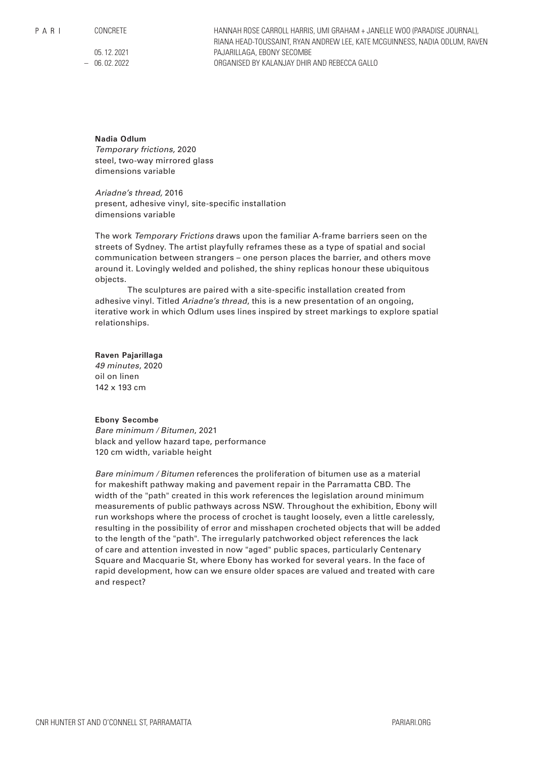**Nadia Odlum**
*Temporary frictions,* 2020
steel, two-way mirrored glass
dimensions variable

*Ariadne's thread,* 2016
present, adhesive vinyl, site-specific installation
dimensions variable

The work *Temporary Frictions* draws upon the familiar A-frame barriers seen on the streets of Sydney. The artist playfully reframes these as a type of spatial and social communication between strangers – one person places the barrier, and others move around it. Lovingly welded and polished, the shiny replicas honour these ubiquitous objects.

The sculptures are paired with a site-specific installation created from adhesive vinyl. Titled *Ariadne's thread*, this is a new presentation of an ongoing, iterative work in which Odlum uses lines inspired by street markings to explore spatial relationships.

**Raven Pajarillaga**
*49 minutes*, 2020
oil on linen
142 x 193 cm

**Ebony Secombe**
*Bare minimum / Bitumen*, 2021
black and yellow hazard tape, performance
120 cm width, variable height

*Bare minimum / Bitumen* references the proliferation of bitumen use as a material for makeshift pathway making and pavement repair in the Parramatta CBD. The width of the "path" created in this work references the legislation around minimum measurements of public pathways across NSW. Throughout the exhibition, Ebony will run workshops where the process of crochet is taught loosely, even a little carelessly, resulting in the possibility of error and misshapen crocheted objects that will be added to the length of the "path". The irregularly patchworked object references the lack of care and attention invested in now "aged" public spaces, particularly Centenary Square and Macquarie St, where Ebony has worked for several years. In the face of rapid development, how can we ensure older spaces are valued and treated with care and respect?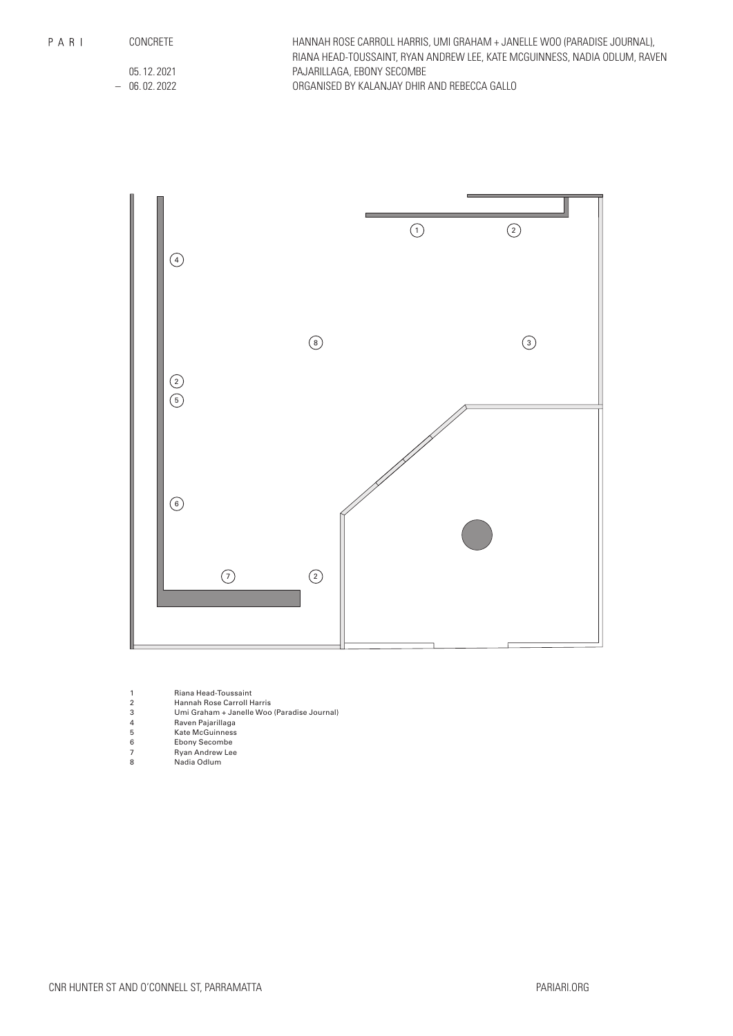P A R I

CONCRETE

05. 12. 2021
– 06. 02. 2022

HANNAH ROSE CARROLL HARRIS, UMI GRAHAM + JANELLE WOO (PARADISE JOURNAL), RIANA HEAD-TOUSSAINT, RYAN ANDREW LEE, KATE MCGUINNESS, NADIA ODLUM, RAVEN PAJARILLAGA, EBONY SECOMBE
ORGANISED BY KALANJAY DHIR AND REBECCA GALLO

1
2
4
8
3
2
5
6
7
2

1 Riana Head-Toussaint
2 Hannah Rose Carroll Harris
3 Umi Graham + Janelle Woo (Paradise Journal)
4 Raven Pajarillaga
5 Kate McGuinness
6 Ebony Secombe
7 Ryan Andrew Lee
8 Nadia Odlum

CNR HUNTER ST AND O'CONNELL ST, PARRAMATTA

PARIARI.ORG